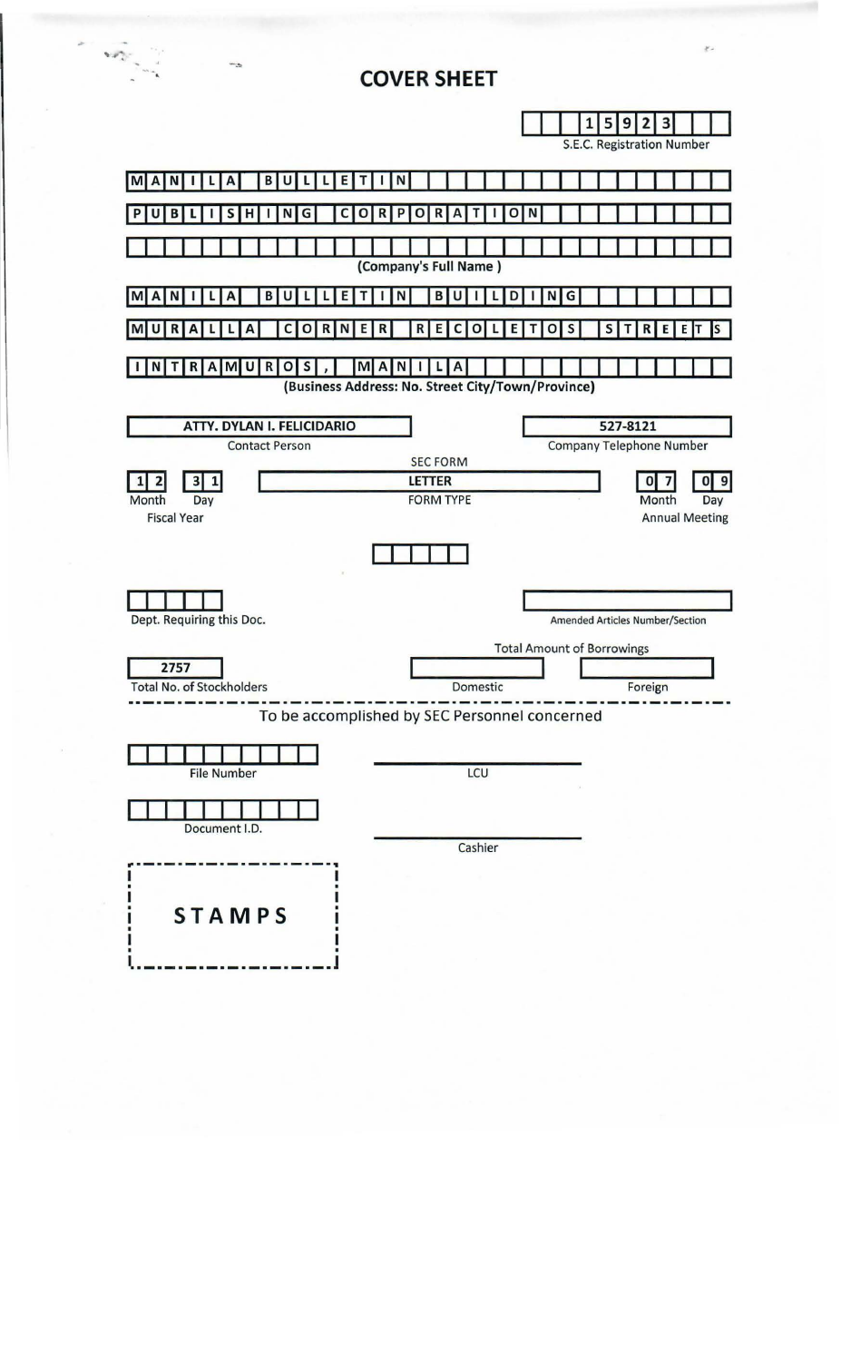# COVER SHEET

**15923**
S.E.C. Registration Number

**MANILA BULLETIN**
**PUBLISHING CORPORATION**

(Company's Full Name )

**MANILA BULLETIN BUILDING**
**MURALLA CORNER RECOLETOS STREETS**
**INTRAMUROS, MANILA**

(Business Address: No. Street City/Town/Province)

| Contact Person | Company Telephone Number |
|---|---|
| ATTY. DYLAN I. FELICIDARIO | 527-8121 |

| Fiscal Year (Month / Day) | SEC FORM / FORM TYPE | Annual Meeting (Month / Day) |
|---|---|---|
| 12 / 31 | LETTER | 07 / 09 |

Dept. Requiring this Doc.: 

Amended Articles Number/Section: 

Total No. of Stockholders: 2757

Total Amount of Borrowings:

| Domestic | Foreign |
|---|---|
| | |

---

To be accomplished by SEC Personnel concerned

File Number: 

LCU: 

Document I.D.: 

Cashier: 

STAMPS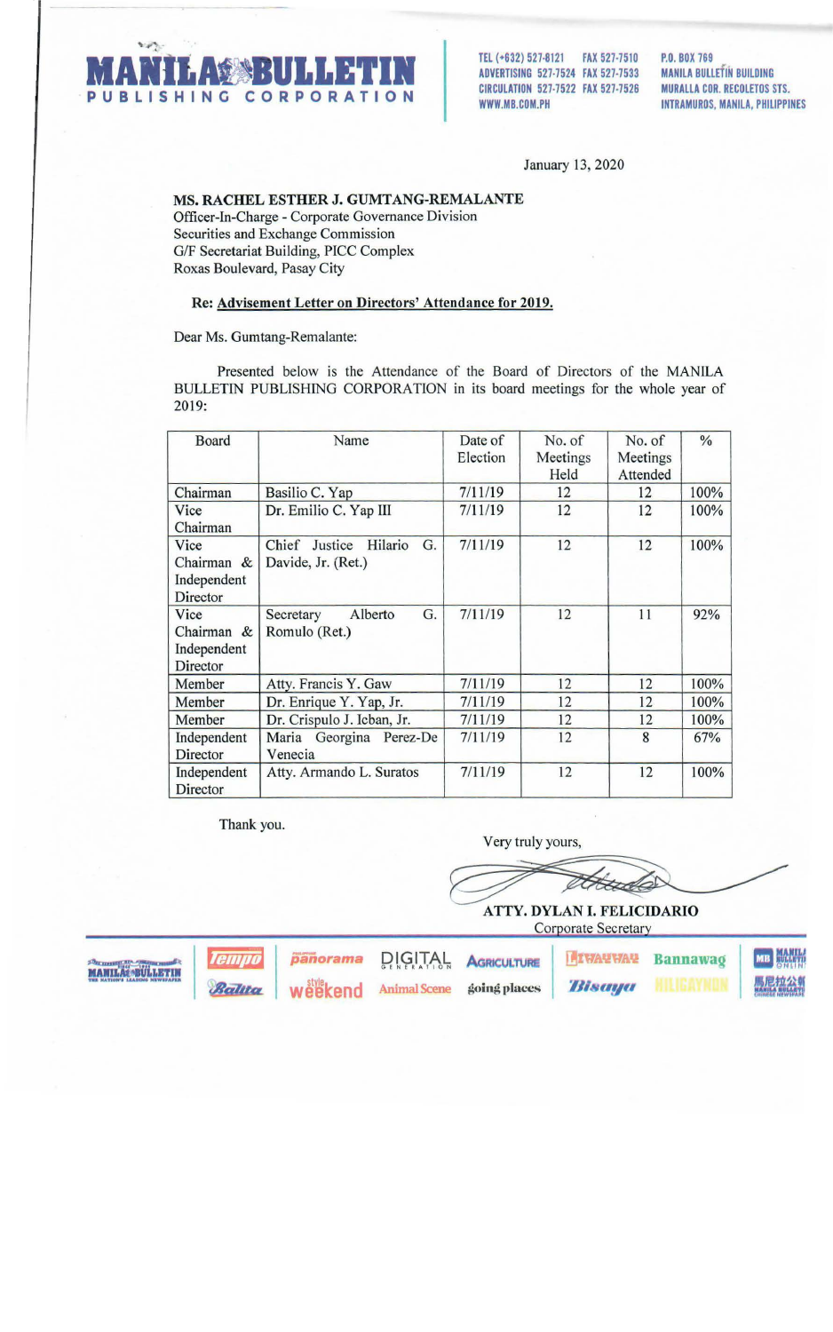**MANILA BULLETIN**
**PUBLISHING CORPORATION**

TEL (+632) 527-8121 FAX 527-7510
ADVERTISING 527-7524 FAX 527-7533
CIRCULATION 527-7522 FAX 527-7526
WWW.MB.COM.PH

P.O. BOX 769
MANILA BULLETIN BUILDING
MURALLA COR. RECOLETOS STS.
INTRAMUROS, MANILA, PHILIPPINES

January 13, 2020

**MS. RACHEL ESTHER J. GUMTANG-REMALANTE**
Officer-In-Charge - Corporate Governance Division
Securities and Exchange Commission
G/F Secretariat Building, PICC Complex
Roxas Boulevard, Pasay City

**Re: Advisement Letter on Directors' Attendance for 2019.**

Dear Ms. Gumtang-Remalante:

Presented below is the Attendance of the Board of Directors of the MANILA BULLETIN PUBLISHING CORPORATION in its board meetings for the whole year of 2019:

| Board | Name | Date of Election | No. of Meetings Held | No. of Meetings Attended | % |
|---|---|---|---|---|---|
| Chairman | Basilio C. Yap | 7/11/19 | 12 | 12 | 100% |
| Vice Chairman | Dr. Emilio C. Yap III | 7/11/19 | 12 | 12 | 100% |
| Vice Chairman & Independent Director | Chief Justice Hilario G. Davide, Jr. (Ret.) | 7/11/19 | 12 | 12 | 100% |
| Vice Chairman & Independent Director | Secretary Alberto G. Romulo (Ret.) | 7/11/19 | 12 | 11 | 92% |
| Member | Atty. Francis Y. Gaw | 7/11/19 | 12 | 12 | 100% |
| Member | Dr. Enrique Y. Yap, Jr. | 7/11/19 | 12 | 12 | 100% |
| Member | Dr. Crispulo J. Icban, Jr. | 7/11/19 | 12 | 12 | 100% |
| Independent Director | Maria Georgina Perez-De Venecia | 7/11/19 | 12 | 8 | 67% |
| Independent Director | Atty. Armando L. Suratos | 7/11/19 | 12 | 12 | 100% |

Thank you.

Very truly yours,

**ATTY. DYLAN I. FELICIDARIO**
Corporate Secretary